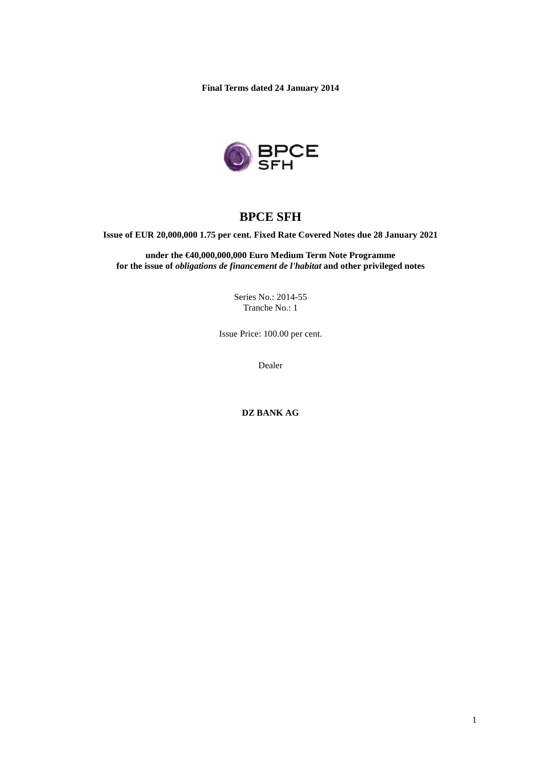**Final Terms dated 24 January 2014**

# BPCE SFH

**Issue of EUR 20,000,000 1.75 per cent. Fixed Rate Covered Notes due 28 January 2021**

**under the €40,000,000,000 Euro Medium Term Note Programme**
**for the issue of *obligations de financement de l'habitat* and other privileged notes**

Series No.: 2014-55
Tranche No.: 1

Issue Price: 100.00 per cent.

Dealer

**DZ BANK AG**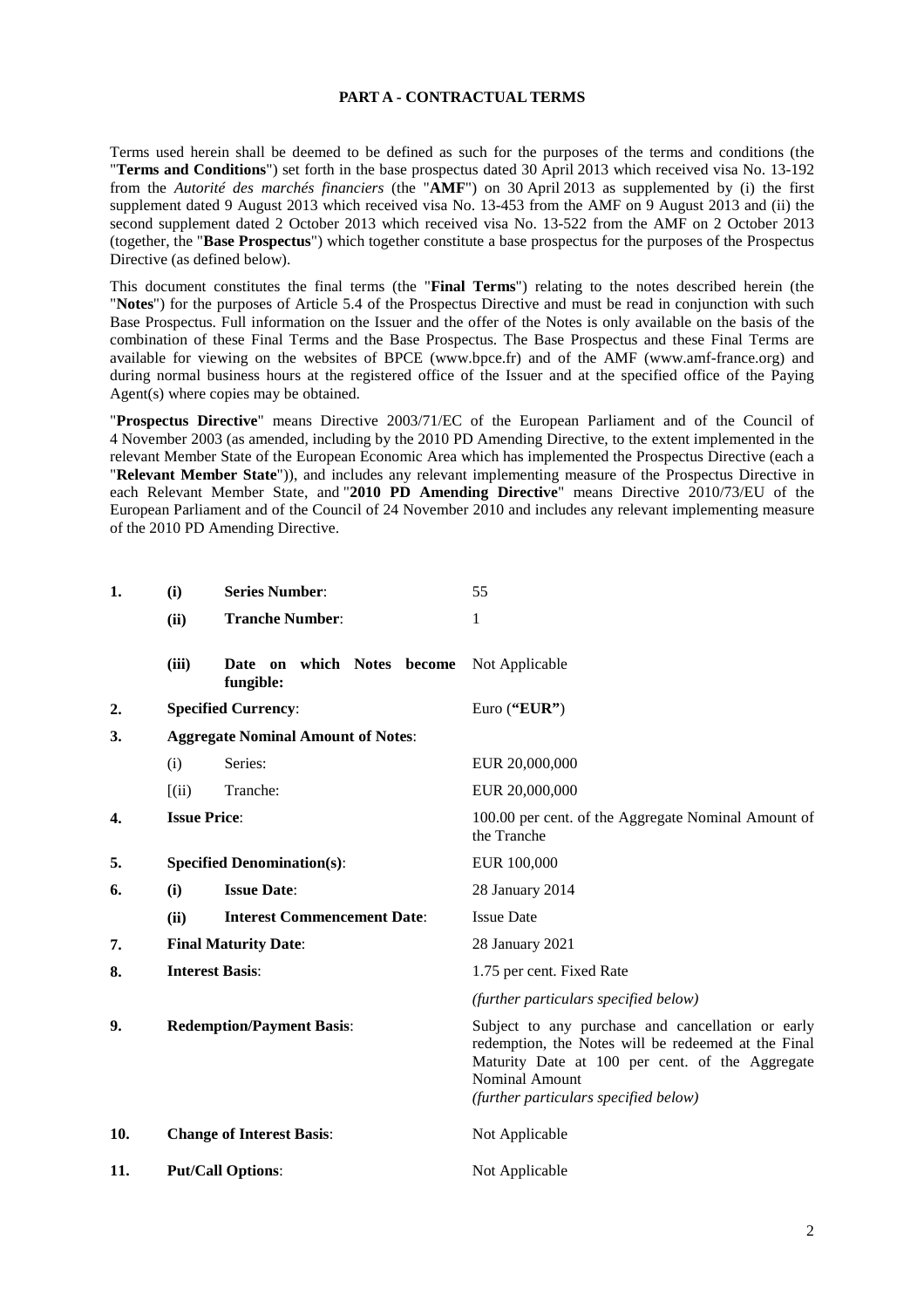## PART A - CONTRACTUAL TERMS

Terms used herein shall be deemed to be defined as such for the purposes of the terms and conditions (the "**Terms and Conditions**") set forth in the base prospectus dated 30 April 2013 which received visa No. 13-192 from the *Autorité des marchés financiers* (the "**AMF**") on 30 April 2013 as supplemented by (i) the first supplement dated 9 August 2013 which received visa No. 13-453 from the AMF on 9 August 2013 and (ii) the second supplement dated 2 October 2013 which received visa No. 13-522 from the AMF on 2 October 2013 (together, the "**Base Prospectus**") which together constitute a base prospectus for the purposes of the Prospectus Directive (as defined below).

This document constitutes the final terms (the "**Final Terms**") relating to the notes described herein (the "**Notes**") for the purposes of Article 5.4 of the Prospectus Directive and must be read in conjunction with such Base Prospectus. Full information on the Issuer and the offer of the Notes is only available on the basis of the combination of these Final Terms and the Base Prospectus. The Base Prospectus and these Final Terms are available for viewing on the websites of BPCE (www.bpce.fr) and of the AMF (www.amf-france.org) and during normal business hours at the registered office of the Issuer and at the specified office of the Paying Agent(s) where copies may be obtained.

"**Prospectus Directive**" means Directive 2003/71/EC of the European Parliament and of the Council of 4 November 2003 (as amended, including by the 2010 PD Amending Directive, to the extent implemented in the relevant Member State of the European Economic Area which has implemented the Prospectus Directive (each a "**Relevant Member State**")), and includes any relevant implementing measure of the Prospectus Directive in each Relevant Member State, and "**2010 PD Amending Directive**" means Directive 2010/73/EU of the European Parliament and of the Council of 24 November 2010 and includes any relevant implementing measure of the 2010 PD Amending Directive.

| | | | |
|---|---|---|---|
| **1.** | **(i)** | **Series Number**: | 55 |
| | **(ii)** | **Tranche Number**: | 1 |
| | **(iii)** | **Date on which Notes become fungible:** | Not Applicable |
| **2.** | **Specified Currency**: | | Euro (**"EUR"**) |
| **3.** | **Aggregate Nominal Amount of Notes**: | | |
| | (i) | Series: | EUR 20,000,000 |
| | [(ii) | Tranche: | EUR 20,000,000 |
| **4.** | **Issue Price**: | | 100.00 per cent. of the Aggregate Nominal Amount of the Tranche |
| **5.** | **Specified Denomination(s)**: | | EUR 100,000 |
| **6.** | **(i)** | **Issue Date**: | 28 January 2014 |
| | **(ii)** | **Interest Commencement Date**: | Issue Date |
| **7.** | **Final Maturity Date**: | | 28 January 2021 |
| **8.** | **Interest Basis**: | | 1.75 per cent. Fixed Rate<br>*(further particulars specified below)* |
| **9.** | **Redemption/Payment Basis**: | | Subject to any purchase and cancellation or early redemption, the Notes will be redeemed at the Final Maturity Date at 100 per cent. of the Aggregate Nominal Amount<br>*(further particulars specified below)* |
| **10.** | **Change of Interest Basis**: | | Not Applicable |
| **11.** | **Put/Call Options**: | | Not Applicable |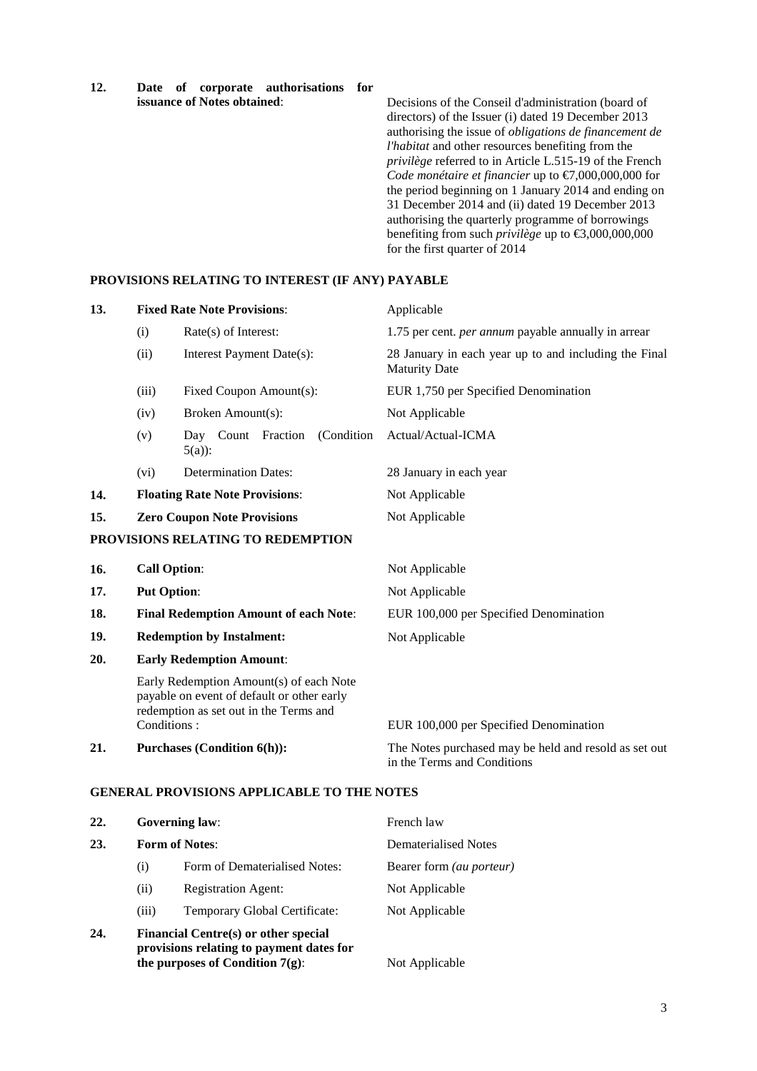| | | | |
|---|---|---|---|
| **12.** | **Date of corporate authorisations for issuance of Notes obtained**: | | Decisions of the Conseil d'administration (board of directors) of the Issuer (i) dated 19 December 2013 authorising the issue of *obligations de financement de l'habitat* and other resources benefiting from the *privilège* referred to in Article L.515-19 of the French *Code monétaire et financier* up to €7,000,000,000 for the period beginning on 1 January 2014 and ending on 31 December 2014 and (ii) dated 19 December 2013 authorising the quarterly programme of borrowings benefiting from such *privilège* up to €3,000,000,000 for the first quarter of 2014 |

**PROVISIONS RELATING TO INTEREST (IF ANY) PAYABLE**

| | | | |
|---|---|---|---|
| **13.** | **Fixed Rate Note Provisions**: | | Applicable |
| | (i) | Rate(s) of Interest: | 1.75 per cent. *per annum* payable annually in arrear |
| | (ii) | Interest Payment Date(s): | 28 January in each year up to and including the Final Maturity Date |
| | (iii) | Fixed Coupon Amount(s): | EUR 1,750 per Specified Denomination |
| | (iv) | Broken Amount(s): | Not Applicable |
| | (v) | Day Count Fraction (Condition 5(a)): | Actual/Actual-ICMA |
| | (vi) | Determination Dates: | 28 January in each year |
| **14.** | **Floating Rate Note Provisions**: | | Not Applicable |
| **15.** | **Zero Coupon Note Provisions** | | Not Applicable |

**PROVISIONS RELATING TO REDEMPTION**

| | | |
|---|---|---|
| **16.** | **Call Option**: | Not Applicable |
| **17.** | **Put Option**: | Not Applicable |
| **18.** | **Final Redemption Amount of each Note**: | EUR 100,000 per Specified Denomination |
| **19.** | **Redemption by Instalment:** | Not Applicable |
| **20.** | **Early Redemption Amount**: | |
| | Early Redemption Amount(s) of each Note payable on event of default or other early redemption as set out in the Terms and Conditions : | EUR 100,000 per Specified Denomination |
| **21.** | **Purchases (Condition 6(h)):** | The Notes purchased may be held and resold as set out in the Terms and Conditions |

**GENERAL PROVISIONS APPLICABLE TO THE NOTES**

| | | | |
|---|---|---|---|
| **22.** | **Governing law**: | | French law |
| **23.** | **Form of Notes**: | | Dematerialised Notes |
| | (i) | Form of Dematerialised Notes: | Bearer form *(au porteur)* |
| | (ii) | Registration Agent: | Not Applicable |
| | (iii) | Temporary Global Certificate: | Not Applicable |
| **24.** | **Financial Centre(s) or other special provisions relating to payment dates for the purposes of Condition 7(g)**: | | Not Applicable |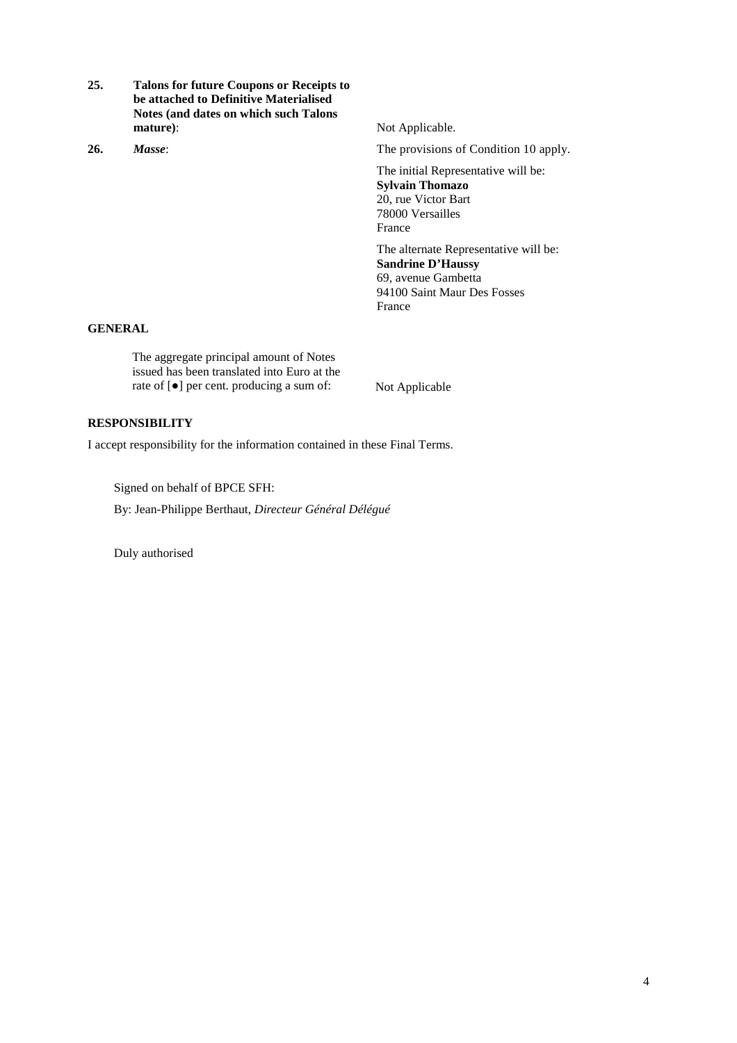| | | |
|---|---|---|
| **25.** | **Talons for future Coupons or Receipts to be attached to Definitive Materialised Notes (and dates on which such Talons mature)**: | Not Applicable. |
| **26.** | ***Masse***: | The provisions of Condition 10 apply.<br><br>The initial Representative will be:<br>**Sylvain Thomazo**<br>20, rue Victor Bart<br>78000 Versailles<br>France<br><br>The alternate Representative will be:<br>**Sandrine D'Haussy**<br>69, avenue Gambetta<br>94100 Saint Maur Des Fosses<br>France |

**GENERAL**

| | |
|---|---|
| The aggregate principal amount of Notes issued has been translated into Euro at the rate of [●] per cent. producing a sum of: | Not Applicable |

**RESPONSIBILITY**

I accept responsibility for the information contained in these Final Terms.

Signed on behalf of BPCE SFH:

By: Jean-Philippe Berthaut, *Directeur Général Délégué*

Duly authorised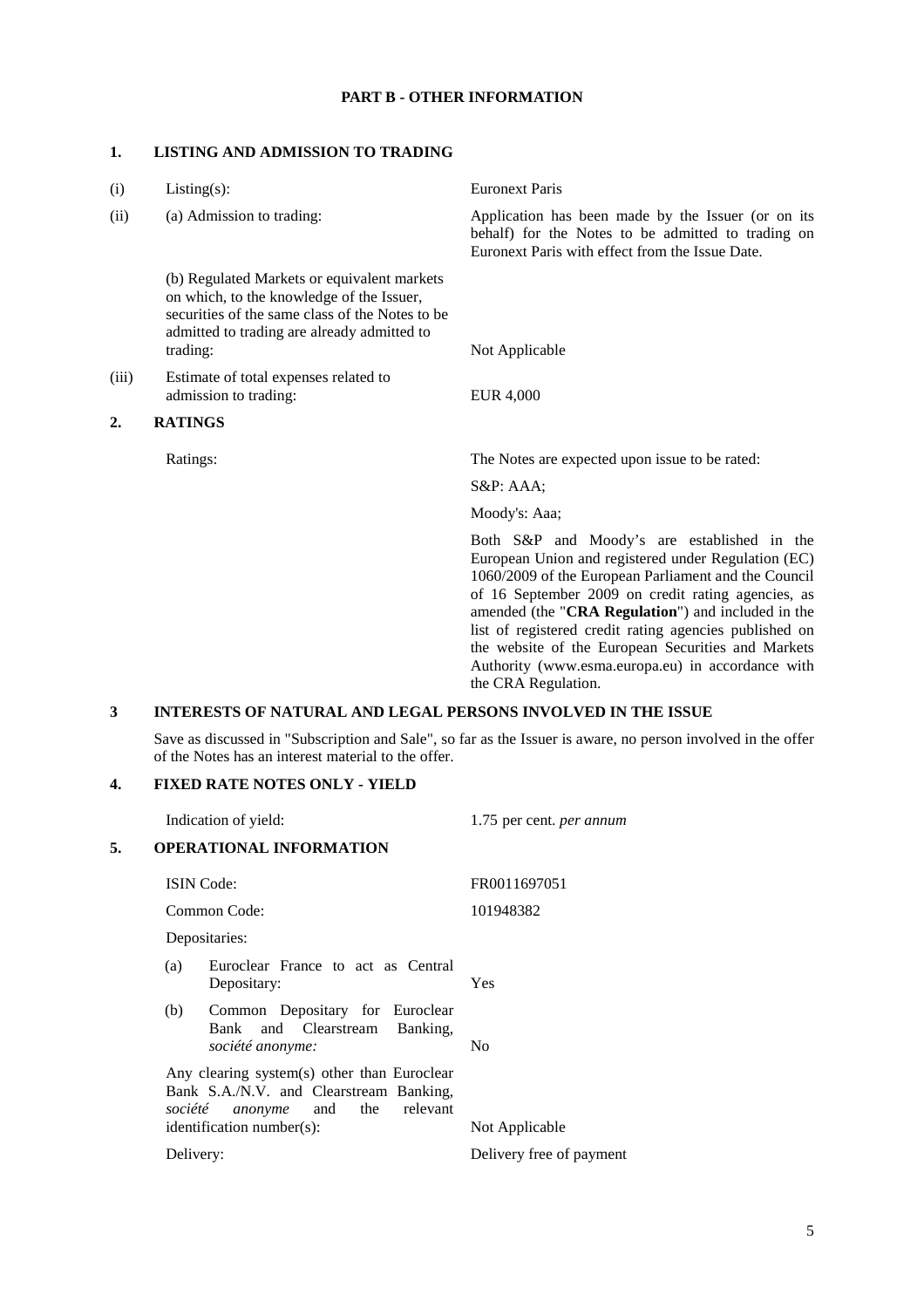## PART B - OTHER INFORMATION

### 1. LISTING AND ADMISSION TO TRADING

| | | |
|---|---|---|
| (i) | Listing(s): | Euronext Paris |
| (ii) | (a) Admission to trading: | Application has been made by the Issuer (or on its behalf) for the Notes to be admitted to trading on Euronext Paris with effect from the Issue Date. |
| | (b) Regulated Markets or equivalent markets on which, to the knowledge of the Issuer, securities of the same class of the Notes to be admitted to trading are already admitted to trading: | Not Applicable |
| (iii) | Estimate of total expenses related to admission to trading: | EUR 4,000 |

### 2. RATINGS

Ratings: The Notes are expected upon issue to be rated:

S&P: AAA;

Moody's: Aaa;

Both S&P and Moody's are established in the European Union and registered under Regulation (EC) 1060/2009 of the European Parliament and the Council of 16 September 2009 on credit rating agencies, as amended (the "**CRA Regulation**") and included in the list of registered credit rating agencies published on the website of the European Securities and Markets Authority (www.esma.europa.eu) in accordance with the CRA Regulation.

### 3 INTERESTS OF NATURAL AND LEGAL PERSONS INVOLVED IN THE ISSUE

Save as discussed in "Subscription and Sale", so far as the Issuer is aware, no person involved in the offer of the Notes has an interest material to the offer.

### 4. FIXED RATE NOTES ONLY - YIELD

Indication of yield: 1.75 per cent. *per annum*

### 5. OPERATIONAL INFORMATION

| | |
|---|---|
| ISIN Code: | FR0011697051 |
| Common Code: | 101948382 |
| Depositaries: | |
| (a) Euroclear France to act as Central Depositary: | Yes |
| (b) Common Depositary for Euroclear Bank and Clearstream Banking, *société anonyme:* | No |
| Any clearing system(s) other than Euroclear Bank S.A./N.V. and Clearstream Banking, *société anonyme* and the relevant identification number(s): | Not Applicable |
| Delivery: | Delivery free of payment |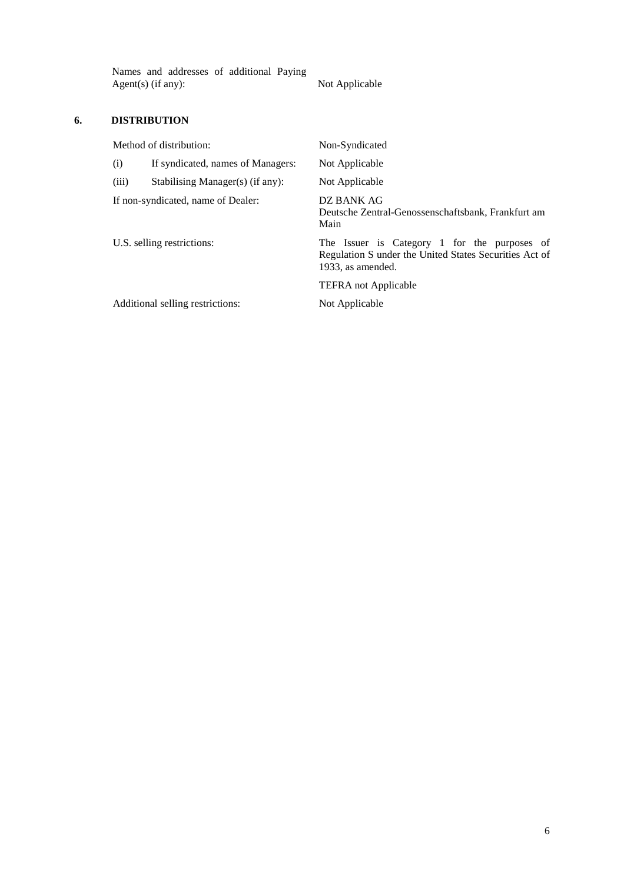| | |
|---|---|
| Names and addresses of additional Paying Agent(s) (if any): | Not Applicable |

## 6. DISTRIBUTION

| | | |
|---|---|---|
| Method of distribution: | | Non-Syndicated |
| (i) | If syndicated, names of Managers: | Not Applicable |
| (iii) | Stabilising Manager(s) (if any): | Not Applicable |
| If non-syndicated, name of Dealer: | | DZ BANK AG<br>Deutsche Zentral-Genossenschaftsbank, Frankfurt am Main |
| U.S. selling restrictions: | | The Issuer is Category 1 for the purposes of Regulation S under the United States Securities Act of 1933, as amended. |
| | | TEFRA not Applicable |
| Additional selling restrictions: | | Not Applicable |